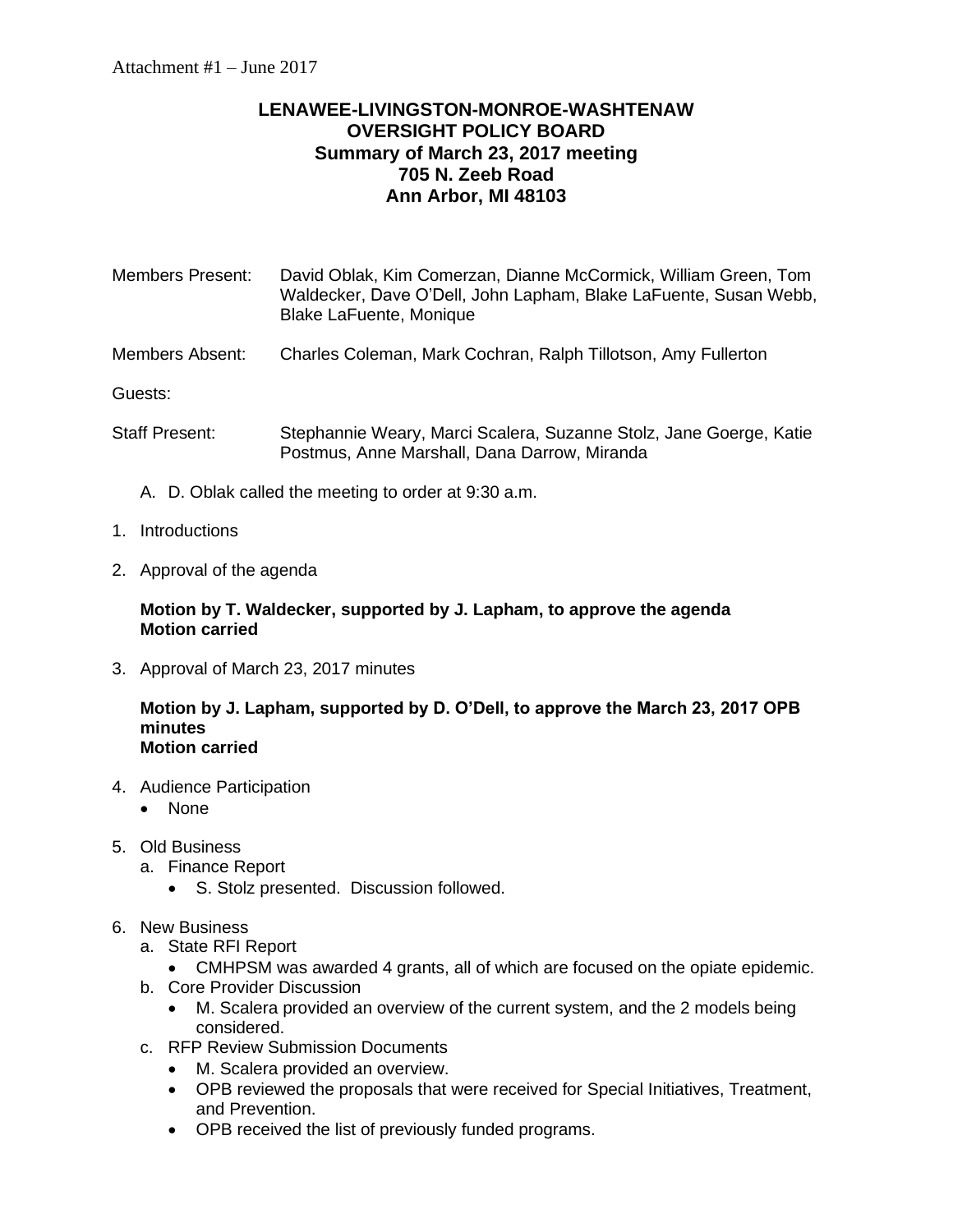Attachment #1 – June 2017

# LENAWEE-LIVINGSTON-MONROE-WASHTENAW OVERSIGHT POLICY BOARD
## Summary of March 23, 2017 meeting
### 705 N. Zeeb Road
### Ann Arbor, MI 48103

Members Present: David Oblak, Kim Comerzan, Dianne McCormick, William Green, Tom Waldecker, Dave O'Dell, John Lapham, Blake LaFuente, Susan Webb, Blake LaFuente, Monique

Members Absent: Charles Coleman, Mark Cochran, Ralph Tillotson, Amy Fullerton

Guests:

Staff Present: Stephannie Weary, Marci Scalera, Suzanne Stolz, Jane Goerge, Katie Postmus, Anne Marshall, Dana Darrow, Miranda

A. D. Oblak called the meeting to order at 9:30 a.m.

1. Introductions

2. Approval of the agenda

   **Motion by T. Waldecker, supported by J. Lapham, to approve the agenda**
   **Motion carried**

3. Approval of March 23, 2017 minutes

   **Motion by J. Lapham, supported by D. O'Dell, to approve the March 23, 2017 OPB minutes**
   **Motion carried**

4. Audience Participation
   - None

5. Old Business
   a. Finance Report
      - S. Stolz presented. Discussion followed.

6. New Business
   a. State RFI Report
      - CMHPSM was awarded 4 grants, all of which are focused on the opiate epidemic.
   b. Core Provider Discussion
      - M. Scalera provided an overview of the current system, and the 2 models being considered.
   c. RFP Review Submission Documents
      - M. Scalera provided an overview.
      - OPB reviewed the proposals that were received for Special Initiatives, Treatment, and Prevention.
      - OPB received the list of previously funded programs.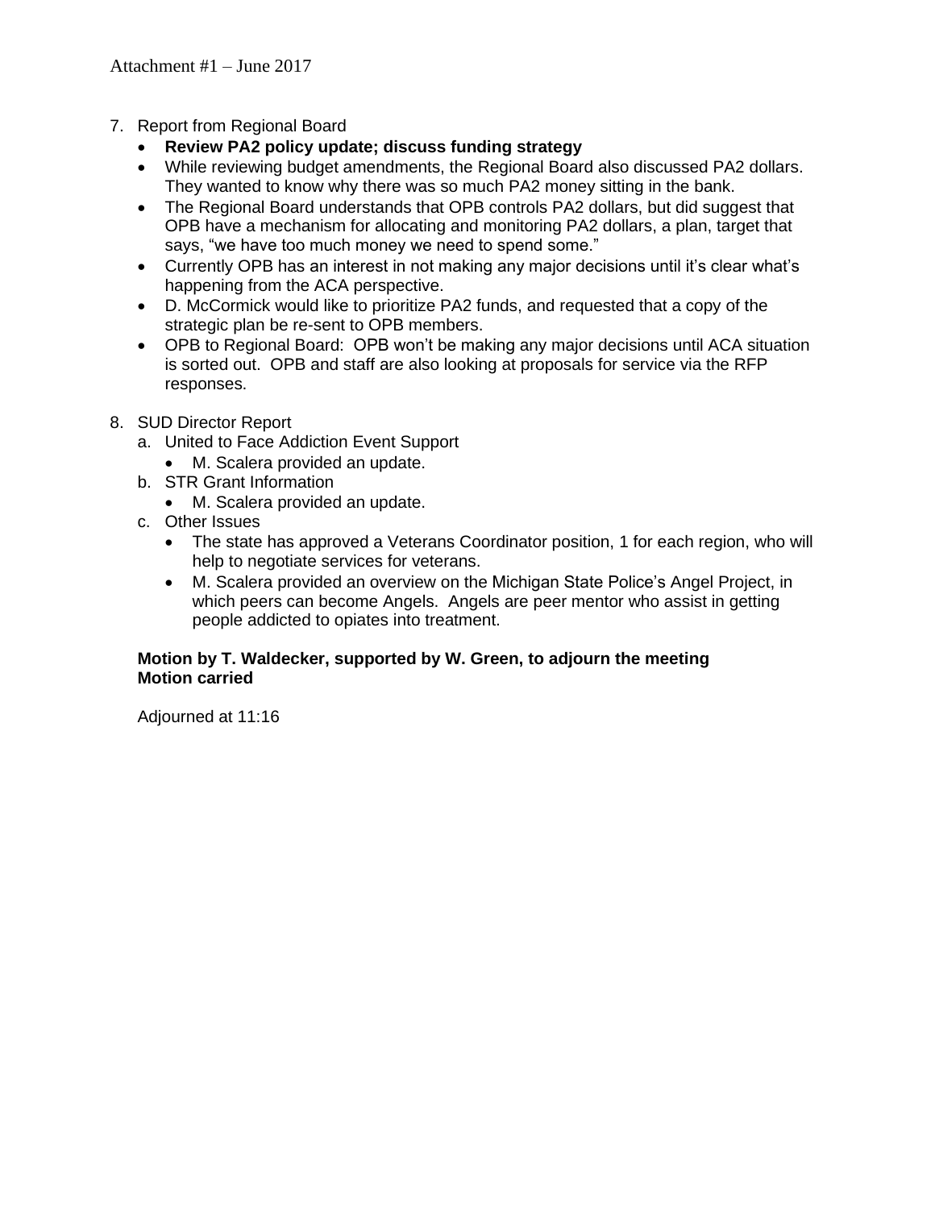Attachment #1 – June 2017

7. Report from Regional Board
   - **Review PA2 policy update; discuss funding strategy**
   - While reviewing budget amendments, the Regional Board also discussed PA2 dollars. They wanted to know why there was so much PA2 money sitting in the bank.
   - The Regional Board understands that OPB controls PA2 dollars, but did suggest that OPB have a mechanism for allocating and monitoring PA2 dollars, a plan, target that says, "we have too much money we need to spend some."
   - Currently OPB has an interest in not making any major decisions until it's clear what's happening from the ACA perspective.
   - D. McCormick would like to prioritize PA2 funds, and requested that a copy of the strategic plan be re-sent to OPB members.
   - OPB to Regional Board: OPB won't be making any major decisions until ACA situation is sorted out. OPB and staff are also looking at proposals for service via the RFP responses.

8. SUD Director Report
   a. United to Face Addiction Event Support
      - M. Scalera provided an update.
   
   b. STR Grant Information
      - M. Scalera provided an update.
   
   c. Other Issues
      - The state has approved a Veterans Coordinator position, 1 for each region, who will help to negotiate services for veterans.
      - M. Scalera provided an overview on the Michigan State Police's Angel Project, in which peers can become Angels. Angels are peer mentor who assist in getting people addicted to opiates into treatment.

**Motion by T. Waldecker, supported by W. Green, to adjourn the meeting**
**Motion carried**

Adjourned at 11:16